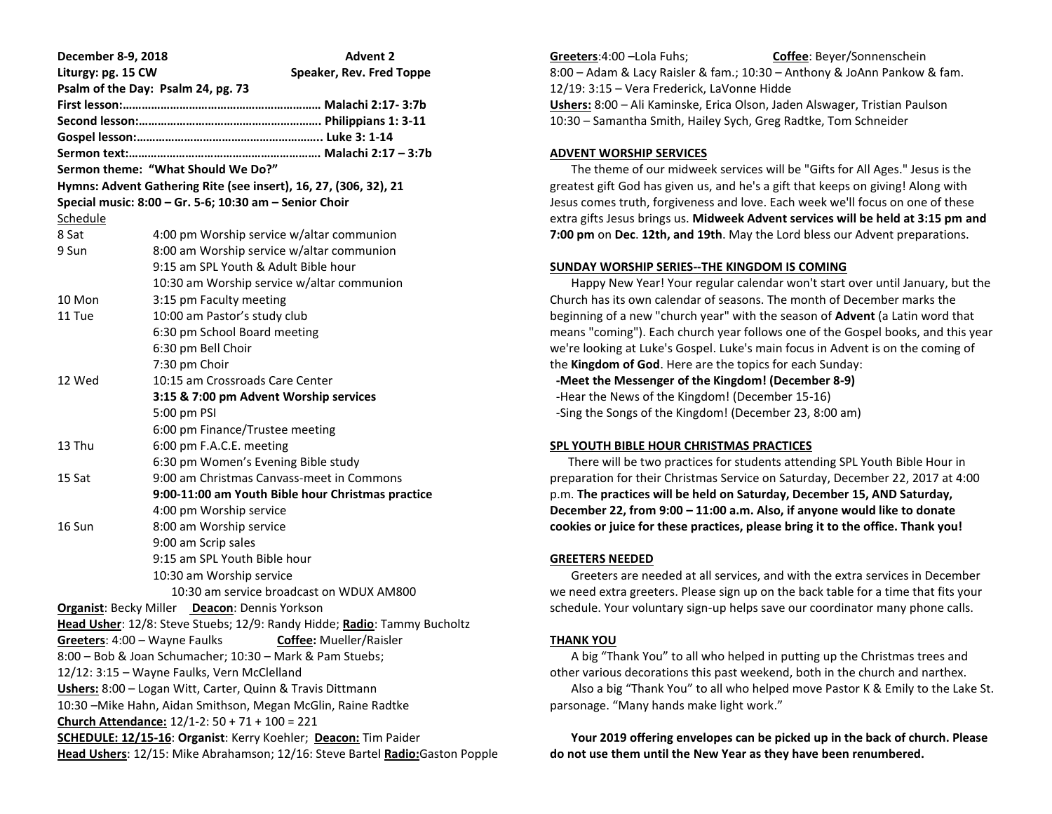**December 8-9, 2018** **Advent 2**

**Liturgy: pg. 15 CW** **Speaker, Rev. Fred Toppe**

**Psalm of the Day: Psalm 24, pg. 73**

**First lesson:……………………………………………………… Malachi 2:17- 3:7b**

**Second lesson:…………………………………………………. Philippians 1: 3-11**

**Gospel lesson:………………………………………………….. Luke 3: 1-14**

**Sermon text:……………………………………………………. Malachi 2:17 – 3:7b**

**Sermon theme: "What Should We Do?"**

**Hymns: Advent Gathering Rite (see insert), 16, 27, (306, 32), 21**

**Special music: 8:00 – Gr. 5-6; 10:30 am – Senior Choir**

Schedule

| | |
|---|---|
| 8 Sat | 4:00 pm Worship service w/altar communion |
| 9 Sun | 8:00 am Worship service w/altar communion |
| | 9:15 am SPL Youth & Adult Bible hour |
| | 10:30 am Worship service w/altar communion |
| 10 Mon | 3:15 pm Faculty meeting |
| 11 Tue | 10:00 am Pastor's study club |
| | 6:30 pm School Board meeting |
| | 6:30 pm Bell Choir |
| | 7:30 pm Choir |
| 12 Wed | 10:15 am Crossroads Care Center |
| | **3:15 & 7:00 pm Advent Worship services** |
| | 5:00 pm PSI |
| | 6:00 pm Finance/Trustee meeting |
| 13 Thu | 6:00 pm F.A.C.E. meeting |
| | 6:30 pm Women's Evening Bible study |
| 15 Sat | 9:00 am Christmas Canvass-meet in Commons |
| | **9:00-11:00 am Youth Bible hour Christmas practice** |
| | 4:00 pm Worship service |
| 16 Sun | 8:00 am Worship service |
| | 9:00 am Scrip sales |
| | 9:15 am SPL Youth Bible hour |
| | 10:30 am Worship service |
| | 10:30 am service broadcast on WDUX AM800 |

**Organist**: Becky Miller **Deacon**: Dennis Yorkson

**Head Usher**: 12/8: Steve Stuebs; 12/9: Randy Hidde; **Radio**: Tammy Bucholtz

**Greeters**: 4:00 – Wayne Faulks **Coffee:** Mueller/Raisler

8:00 – Bob & Joan Schumacher; 10:30 – Mark & Pam Stuebs;

12/12: 3:15 – Wayne Faulks, Vern McClelland

**Ushers:** 8:00 – Logan Witt, Carter, Quinn & Travis Dittmann

10:30 –Mike Hahn, Aidan Smithson, Megan McGlin, Raine Radtke

**Church Attendance:** 12/1-2: 50 + 71 + 100 = 221

**SCHEDULE: 12/15-16**: **Organist**: Kerry Koehler; **Deacon:** Tim Paider

**Head Ushers**: 12/15: Mike Abrahamson; 12/16: Steve Bartel **Radio:**Gaston Popple

**Greeters**:4:00 –Lola Fuhs; **Coffee**: Beyer/Sonnenschein

8:00 – Adam & Lacy Raisler & fam.; 10:30 – Anthony & JoAnn Pankow & fam.

12/19: 3:15 – Vera Frederick, LaVonne Hidde

**Ushers:** 8:00 – Ali Kaminske, Erica Olson, Jaden Alswager, Tristian Paulson

10:30 – Samantha Smith, Hailey Sych, Greg Radtke, Tom Schneider

**ADVENT WORSHIP SERVICES**

The theme of our midweek services will be "Gifts for All Ages." Jesus is the greatest gift God has given us, and he's a gift that keeps on giving! Along with Jesus comes truth, forgiveness and love. Each week we'll focus on one of these extra gifts Jesus brings us. **Midweek Advent services will be held at 3:15 pm and 7:00 pm** on **Dec**. **12th, and 19th**. May the Lord bless our Advent preparations.

**SUNDAY WORSHIP SERIES--THE KINGDOM IS COMING**

Happy New Year! Your regular calendar won't start over until January, but the Church has its own calendar of seasons. The month of December marks the beginning of a new "church year" with the season of **Advent** (a Latin word that means "coming"). Each church year follows one of the Gospel books, and this year we're looking at Luke's Gospel. Luke's main focus in Advent is on the coming of the **Kingdom of God**. Here are the topics for each Sunday:

**-Meet the Messenger of the Kingdom! (December 8-9)**

-Hear the News of the Kingdom! (December 15-16)

-Sing the Songs of the Kingdom! (December 23, 8:00 am)

**SPL YOUTH BIBLE HOUR CHRISTMAS PRACTICES**

There will be two practices for students attending SPL Youth Bible Hour in preparation for their Christmas Service on Saturday, December 22, 2017 at 4:00 p.m. **The practices will be held on Saturday, December 15, AND Saturday, December 22, from 9:00 – 11:00 a.m. Also, if anyone would like to donate cookies or juice for these practices, please bring it to the office. Thank you!**

**GREETERS NEEDED**

Greeters are needed at all services, and with the extra services in December we need extra greeters. Please sign up on the back table for a time that fits your schedule. Your voluntary sign-up helps save our coordinator many phone calls.

**THANK YOU**

A big "Thank You" to all who helped in putting up the Christmas trees and other various decorations this past weekend, both in the church and narthex.

Also a big "Thank You" to all who helped move Pastor K & Emily to the Lake St. parsonage. "Many hands make light work."

**Your 2019 offering envelopes can be picked up in the back of church. Please do not use them until the New Year as they have been renumbered.**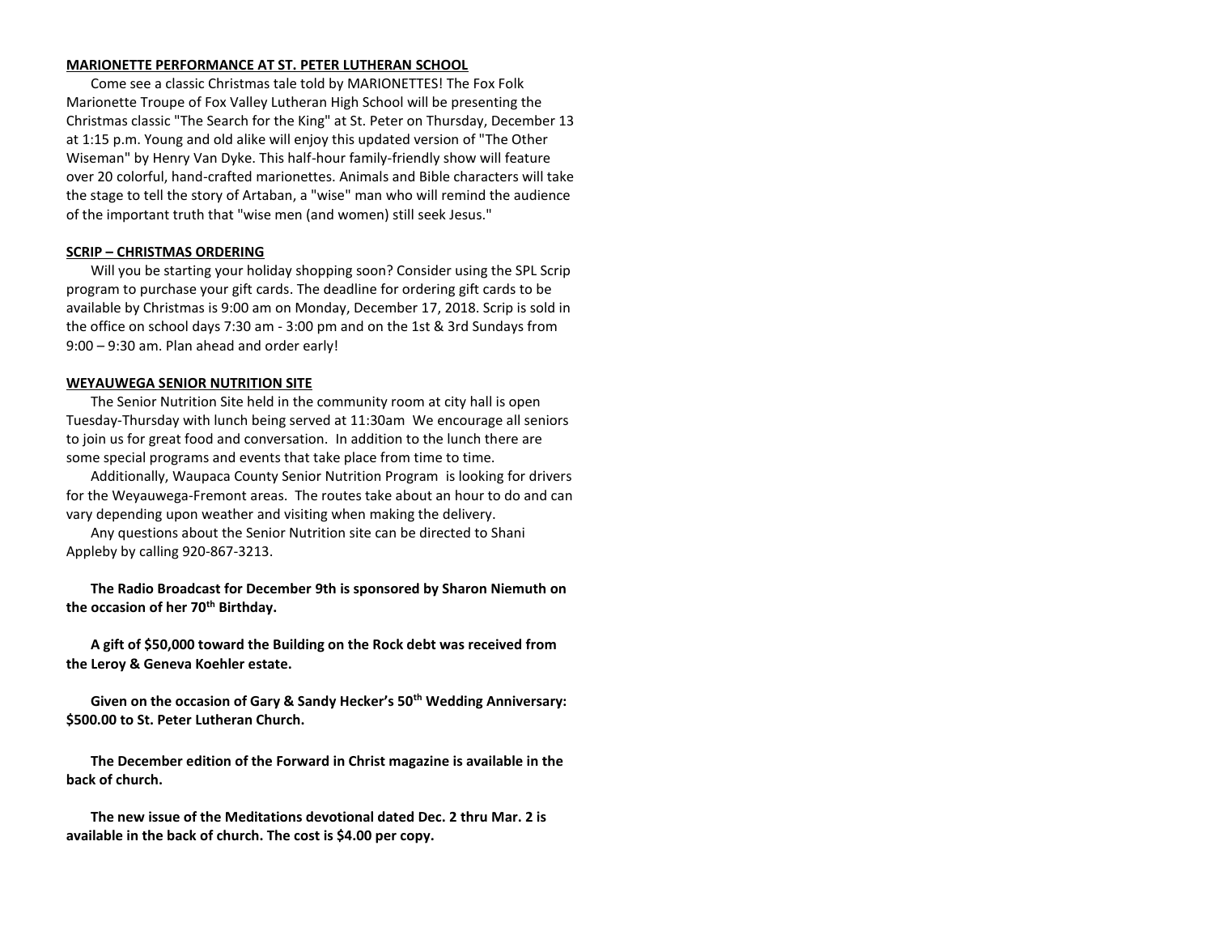**MARIONETTE PERFORMANCE AT ST. PETER LUTHERAN SCHOOL**

Come see a classic Christmas tale told by MARIONETTES! The Fox Folk Marionette Troupe of Fox Valley Lutheran High School will be presenting the Christmas classic "The Search for the King" at St. Peter on Thursday, December 13 at 1:15 p.m. Young and old alike will enjoy this updated version of "The Other Wiseman" by Henry Van Dyke. This half-hour family-friendly show will feature over 20 colorful, hand-crafted marionettes. Animals and Bible characters will take the stage to tell the story of Artaban, a "wise" man who will remind the audience of the important truth that "wise men (and women) still seek Jesus."

**SCRIP – CHRISTMAS ORDERING**

Will you be starting your holiday shopping soon? Consider using the SPL Scrip program to purchase your gift cards. The deadline for ordering gift cards to be available by Christmas is 9:00 am on Monday, December 17, 2018. Scrip is sold in the office on school days 7:30 am - 3:00 pm and on the 1st & 3rd Sundays from 9:00 – 9:30 am. Plan ahead and order early!

**WEYAUWEGA SENIOR NUTRITION SITE**

The Senior Nutrition Site held in the community room at city hall is open Tuesday-Thursday with lunch being served at 11:30am We encourage all seniors to join us for great food and conversation. In addition to the lunch there are some special programs and events that take place from time to time.

Additionally, Waupaca County Senior Nutrition Program is looking for drivers for the Weyauwega-Fremont areas. The routes take about an hour to do and can vary depending upon weather and visiting when making the delivery.

Any questions about the Senior Nutrition site can be directed to Shani Appleby by calling 920-867-3213.

**The Radio Broadcast for December 9th is sponsored by Sharon Niemuth on the occasion of her 70th Birthday.**

**A gift of $50,000 toward the Building on the Rock debt was received from the Leroy & Geneva Koehler estate.**

**Given on the occasion of Gary & Sandy Hecker's 50th Wedding Anniversary: $500.00 to St. Peter Lutheran Church.**

**The December edition of the Forward in Christ magazine is available in the back of church.**

**The new issue of the Meditations devotional dated Dec. 2 thru Mar. 2 is available in the back of church. The cost is $4.00 per copy.**